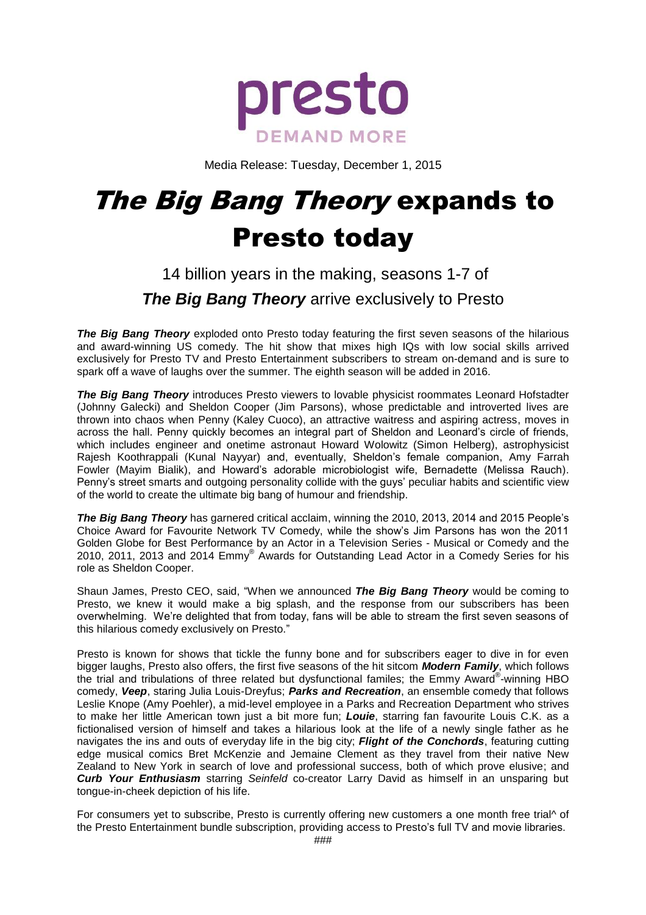presto

DEMAND MORE

Media Release: Tuesday, December 1, 2015

# *The Big Bang Theory* expands to Presto today

## 14 billion years in the making, seasons 1-7 of ***The Big Bang Theory*** arrive exclusively to Presto

***The Big Bang Theory*** exploded onto Presto today featuring the first seven seasons of the hilarious and award-winning US comedy. The hit show that mixes high IQs with low social skills arrived exclusively for Presto TV and Presto Entertainment subscribers to stream on-demand and is sure to spark off a wave of laughs over the summer. The eighth season will be added in 2016.

***The Big Bang Theory*** introduces Presto viewers to lovable physicist roommates Leonard Hofstadter (Johnny Galecki) and Sheldon Cooper (Jim Parsons), whose predictable and introverted lives are thrown into chaos when Penny (Kaley Cuoco), an attractive waitress and aspiring actress, moves in across the hall. Penny quickly becomes an integral part of Sheldon and Leonard's circle of friends, which includes engineer and onetime astronaut Howard Wolowitz (Simon Helberg), astrophysicist Rajesh Koothrappali (Kunal Nayyar) and, eventually, Sheldon's female companion, Amy Farrah Fowler (Mayim Bialik), and Howard's adorable microbiologist wife, Bernadette (Melissa Rauch). Penny's street smarts and outgoing personality collide with the guys' peculiar habits and scientific view of the world to create the ultimate big bang of humour and friendship.

***The Big Bang Theory*** has garnered critical acclaim, winning the 2010, 2013, 2014 and 2015 People's Choice Award for Favourite Network TV Comedy, while the show's Jim Parsons has won the 2011 Golden Globe for Best Performance by an Actor in a Television Series - Musical or Comedy and the 2010, 2011, 2013 and 2014 Emmy® Awards for Outstanding Lead Actor in a Comedy Series for his role as Sheldon Cooper.

Shaun James, Presto CEO, said, "When we announced ***The Big Bang Theory*** would be coming to Presto, we knew it would make a big splash, and the response from our subscribers has been overwhelming. We're delighted that from today, fans will be able to stream the first seven seasons of this hilarious comedy exclusively on Presto."

Presto is known for shows that tickle the funny bone and for subscribers eager to dive in for even bigger laughs, Presto also offers, the first five seasons of the hit sitcom ***Modern Family***, which follows the trial and tribulations of three related but dysfunctional familes; the Emmy Award®-winning HBO comedy, ***Veep***, staring Julia Louis-Dreyfus; ***Parks and Recreation***, an ensemble comedy that follows Leslie Knope (Amy Poehler), a mid-level employee in a Parks and Recreation Department who strives to make her little American town just a bit more fun; ***Louie***, starring fan favourite Louis C.K. as a fictionalised version of himself and takes a hilarious look at the life of a newly single father as he navigates the ins and outs of everyday life in the big city; ***Flight of the Conchords***, featuring cutting edge musical comics Bret McKenzie and Jemaine Clement as they travel from their native New Zealand to New York in search of love and professional success, both of which prove elusive; and ***Curb Your Enthusiasm*** starring *Seinfeld* co-creator Larry David as himself in an unsparing but tongue-in-cheek depiction of his life.

For consumers yet to subscribe, Presto is currently offering new customers a one month free trial^ of the Presto Entertainment bundle subscription, providing access to Presto's full TV and movie libraries.

###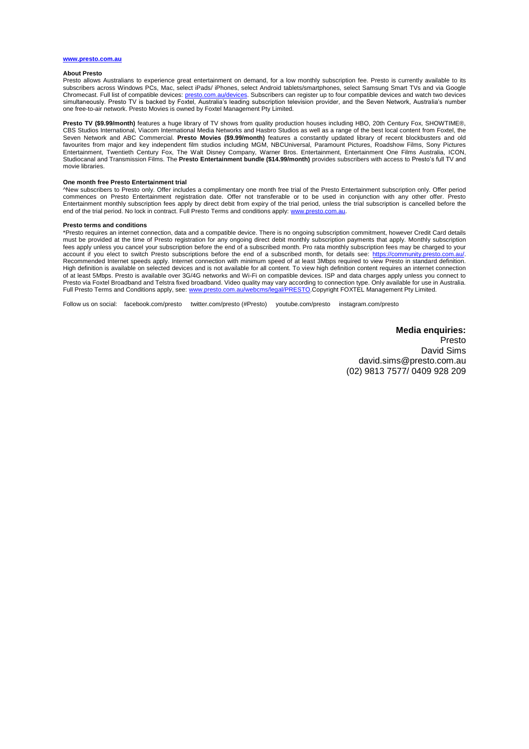**www.presto.com.au**

**About Presto**

Presto allows Australians to experience great entertainment on demand, for a low monthly subscription fee. Presto is currently available to its subscribers across Windows PCs, Mac, select iPads/ iPhones, select Android tablets/smartphones, select Samsung Smart TVs and via Google Chromecast. Full list of compatible devices: presto.com.au/devices. Subscribers can register up to four compatible devices and watch two devices simultaneously. Presto TV is backed by Foxtel, Australia's leading subscription television provider, and the Seven Network, Australia's number one free-to-air network. Presto Movies is owned by Foxtel Management Pty Limited.

**Presto TV ($9.99/month)** features a huge library of TV shows from quality production houses including HBO, 20th Century Fox, SHOWTIME®, CBS Studios International, Viacom International Media Networks and Hasbro Studios as well as a range of the best local content from Foxtel, the Seven Network and ABC Commercial. **Presto Movies ($9.99/month)** features a constantly updated library of recent blockbusters and old favourites from major and key independent film studios including MGM, NBCUniversal, Paramount Pictures, Roadshow Films, Sony Pictures Entertainment, Twentieth Century Fox, The Walt Disney Company, Warner Bros. Entertainment, Entertainment One Films Australia, ICON, Studiocanal and Transmission Films. The **Presto Entertainment bundle ($14.99/month)** provides subscribers with access to Presto's full TV and movie libraries.

**One month free Presto Entertainment trial**

^New subscribers to Presto only. Offer includes a complimentary one month free trial of the Presto Entertainment subscription only. Offer period commences on Presto Entertainment registration date. Offer not transferable or to be used in conjunction with any other offer. Presto Entertainment monthly subscription fees apply by direct debit from expiry of the trial period, unless the trial subscription is cancelled before the end of the trial period. No lock in contract. Full Presto Terms and conditions apply: www.presto.com.au.

**Presto terms and conditions**

*Presto requires an internet connection, data and a compatible device. There is no ongoing subscription commitment, however Credit Card details must be provided at the time of Presto registration for any ongoing direct debit monthly subscription payments that apply. Monthly subscription fees apply unless you cancel your subscription before the end of a subscribed month. Pro rata monthly subscription fees may be charged to your account if you elect to switch Presto subscriptions before the end of a subscribed month, for details see: https://community.presto.com.au/. Recommended Internet speeds apply. Internet connection with minimum speed of at least 3Mbps required to view Presto in standard definition. High definition is available on selected devices and is not available for all content. To view high definition content requires an internet connection of at least 5Mbps. Presto is available over 3G/4G networks and Wi-Fi on compatible devices. ISP and data charges apply unless you connect to Presto via Foxtel Broadband and Telstra fixed broadband. Video quality may vary according to connection type. Only available for use in Australia. Full Presto Terms and Conditions apply, see: www.presto.com.au/webcms/legal/PRESTO.Copyright FOXTEL Management Pty Limited.

Follow us on social: facebook.com/presto twitter.com/presto (#Presto) youtube.com/presto instagram.com/presto

**Media enquiries:**
Presto
David Sims
david.sims@presto.com.au
(02) 9813 7577/ 0409 928 209